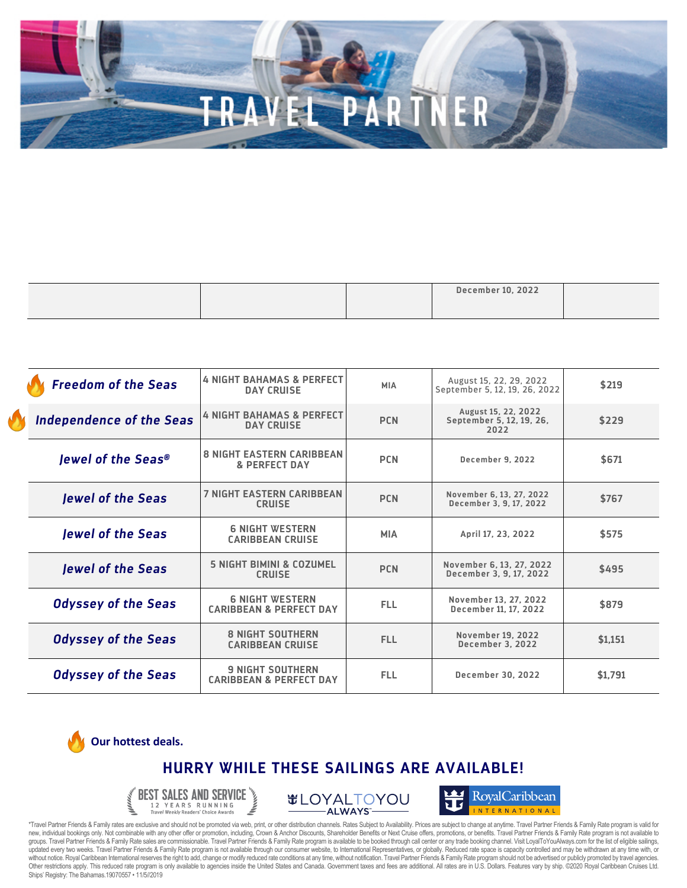# TRAVEL PARTNER

| | | | December 10, 2022 | |
|---|---|---|---|---|

| | | | | |
|---|---|---|---|---|
| 🔥 ***Freedom of the Seas*** | **4 NIGHT BAHAMAS & PERFECT DAY CRUISE** | **MIA** | August 15, 22, 29, 2022 September 5, 12, 19, 26, 2022 | **$219** |
| 🔥 ***Independence of the Seas*** | **4 NIGHT BAHAMAS & PERFECT DAY CRUISE** | **PCN** | August 15, 22, 2022 September 5, 12, 19, 26, 2022 | **$229** |
| ***Jewel of the Seas®*** | **8 NIGHT EASTERN CARIBBEAN & PERFECT DAY** | **PCN** | December 9, 2022 | **$671** |
| ***Jewel of the Seas*** | **7 NIGHT EASTERN CARIBBEAN CRUISE** | **PCN** | November 6, 13, 27, 2022 December 3, 9, 17, 2022 | **$767** |
| ***Jewel of the Seas*** | **6 NIGHT WESTERN CARIBBEAN CRUISE** | **MIA** | April 17, 23, 2022 | **$575** |
| ***Jewel of the Seas*** | **5 NIGHT BIMINI & COZUMEL CRUISE** | **PCN** | November 6, 13, 27, 2022 December 3, 9, 17, 2022 | **$495** |
| ***Odyssey of the Seas*** | **6 NIGHT WESTERN CARIBBEAN & PERFECT DAY** | **FLL** | November 13, 27, 2022 December 11, 17, 2022 | **$879** |
| ***Odyssey of the Seas*** | **8 NIGHT SOUTHERN CARIBBEAN CRUISE** | **FLL** | November 19, 2022 December 3, 2022 | **$1,151** |
| ***Odyssey of the Seas*** | **9 NIGHT SOUTHERN CARIBBEAN & PERFECT DAY** | **FLL** | December 30, 2022 | **$1,791** |

🔥 **Our hottest deals.**

## HURRY WHILE THESE SAILINGS ARE AVAILABLE!

BEST SALES AND SERVICE 12 YEARS RUNNING *Travel Weekly Readers' Choice Awards*

LOYALTOYOU ALWAYS

Royal Caribbean INTERNATIONAL

*Travel Partner Friends & Family rates are exclusive and should not be promoted via web, print, or other distribution channels. Rates Subject to Availability. Prices are subject to change at anytime. Travel Partner Friends & Family Rate program is valid for new, individual bookings only. Not combinable with any other offer or promotion, including, Crown & Anchor Discounts, Shareholder Benefits or Next Cruise offers, promotions, or benefits. Travel Partner Friends & Family Rate program is not available to groups. Travel Partner Friends & Family Rate sales are commissionable. Travel Partner Friends & Family Rate program is available to be booked through call center or any trade booking channel. Visit LoyalToYouAlways.com for the list of eligible sailings, updated every two weeks. Travel Partner Friends & Family Rate program is not available through our consumer website, to International Representatives, or globally. Reduced rate space is capacity controlled and may be withdrawn at any time with, or without notice. Royal Caribbean International reserves the right to add, change or modify reduced rate conditions at any time, without notification. Travel Partner Friends & Family Rate program should not be advertised or publicly promoted by travel agencies. Other restrictions apply. This reduced rate program is only available to agencies inside the United States and Canada. Government taxes and fees are additional. All rates are in U.S. Dollars. Features vary by ship. ©2020 Royal Caribbean Cruises Ltd. Ships' Registry: The Bahamas.19070557 • 11/5//2019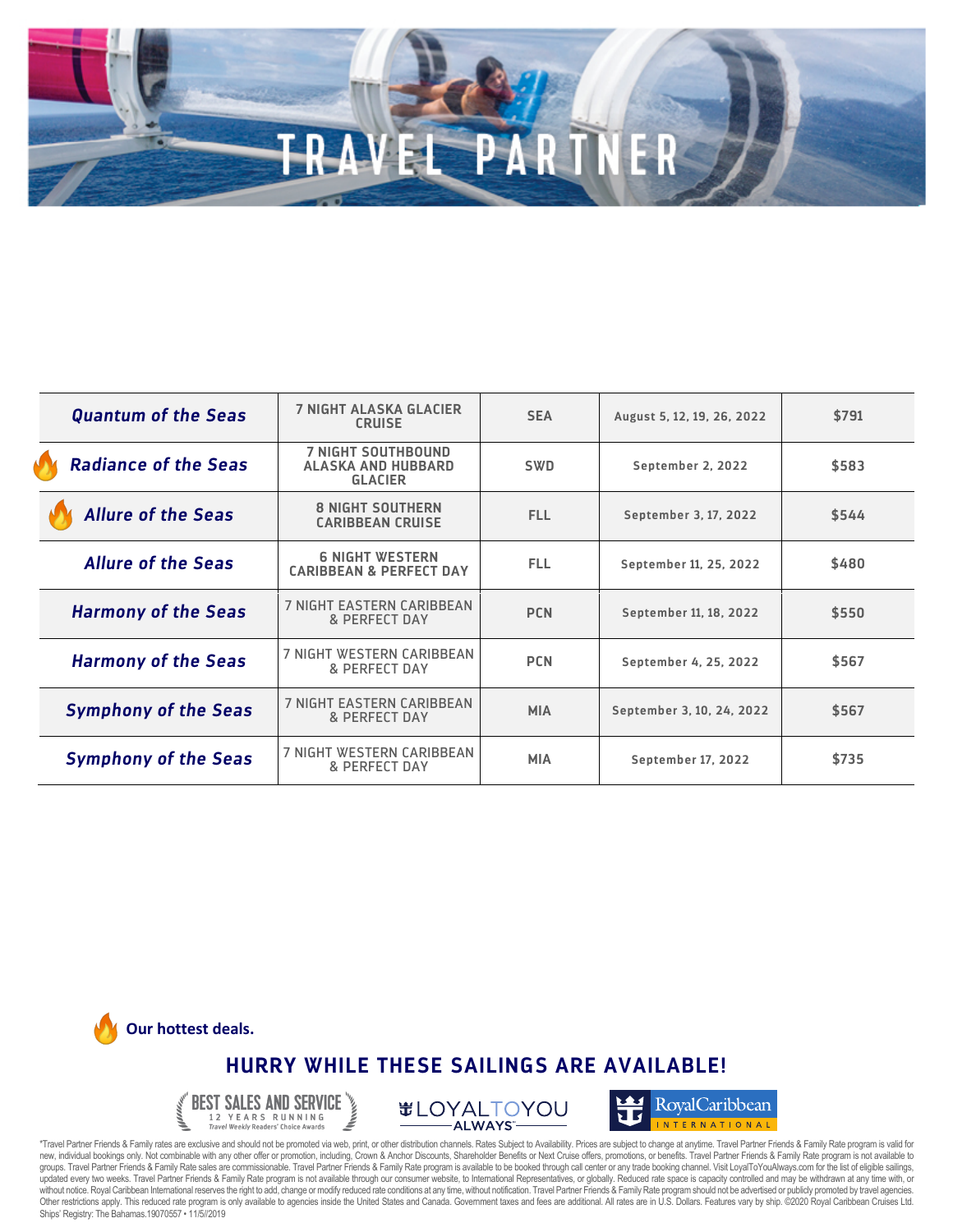# TRAVEL PARTNER

| | | | | |
|---|---|---|---|---|
| *Quantum of the Seas* | 7 NIGHT ALASKA GLACIER CRUISE | SEA | August 5, 12, 19, 26, 2022 | $791 |
| 🔥 *Radiance of the Seas* | 7 NIGHT SOUTHBOUND ALASKA AND HUBBARD GLACIER | SWD | September 2, 2022 | $583 |
| 🔥 *Allure of the Seas* | 8 NIGHT SOUTHERN CARIBBEAN CRUISE | FLL | September 3, 17, 2022 | $544 |
| *Allure of the Seas* | 6 NIGHT WESTERN CARIBBEAN & PERFECT DAY | FLL | September 11, 25, 2022 | $480 |
| *Harmony of the Seas* | 7 NIGHT EASTERN CARIBBEAN & PERFECT DAY | PCN | September 11, 18, 2022 | $550 |
| *Harmony of the Seas* | 7 NIGHT WESTERN CARIBBEAN & PERFECT DAY | PCN | September 4, 25, 2022 | $567 |
| *Symphony of the Seas* | 7 NIGHT EASTERN CARIBBEAN & PERFECT DAY | MIA | September 3, 10, 24, 2022 | $567 |
| *Symphony of the Seas* | 7 NIGHT WESTERN CARIBBEAN & PERFECT DAY | MIA | September 17, 2022 | $735 |

🔥 **Our hottest deals.**

## HURRY WHILE THESE SAILINGS ARE AVAILABLE!

BEST SALES AND SERVICE 12 YEARS RUNNING *Travel Weekly* Readers' Choice Awards

LOYALTOYOU ALWAYS

RoyalCaribbean INTERNATIONAL

*Travel Partner Friends & Family rates are exclusive and should not be promoted via web, print, or other distribution channels. Rates Subject to Availability. Prices are subject to change at anytime. Travel Partner Friends & Family Rate program is valid for new, individual bookings only. Not combinable with any other offer or promotion, including, Crown & Anchor Discounts, Shareholder Benefits or Next Cruise offers, promotions, or benefits. Travel Partner Friends & Family Rate program is not available to groups. Travel Partner Friends & Family Rate sales are commissionable. Travel Partner Friends & Family Rate program is available to be booked through call center or any trade booking channel. Visit LoyalToYouAlways.com for the list of eligible sailings, updated every two weeks. Travel Partner Friends & Family Rate program is not available through our consumer website, to International Representatives, or globally. Reduced rate space is capacity controlled and may be withdrawn at any time with, or without notice. Royal Caribbean International reserves the right to add, change or modify reduced rate conditions at any time, without notification. Travel Partner Friends & Family Rate program should not be advertised or publicly promoted by travel agencies. Other restrictions apply. This reduced rate program is only available to agencies inside the United States and Canada. Government taxes and fees are additional. All rates are in U.S. Dollars. Features vary by ship. ©2020 Royal Caribbean Cruises Ltd. Ships' Registry: The Bahamas.19070557 • 11/5//2019